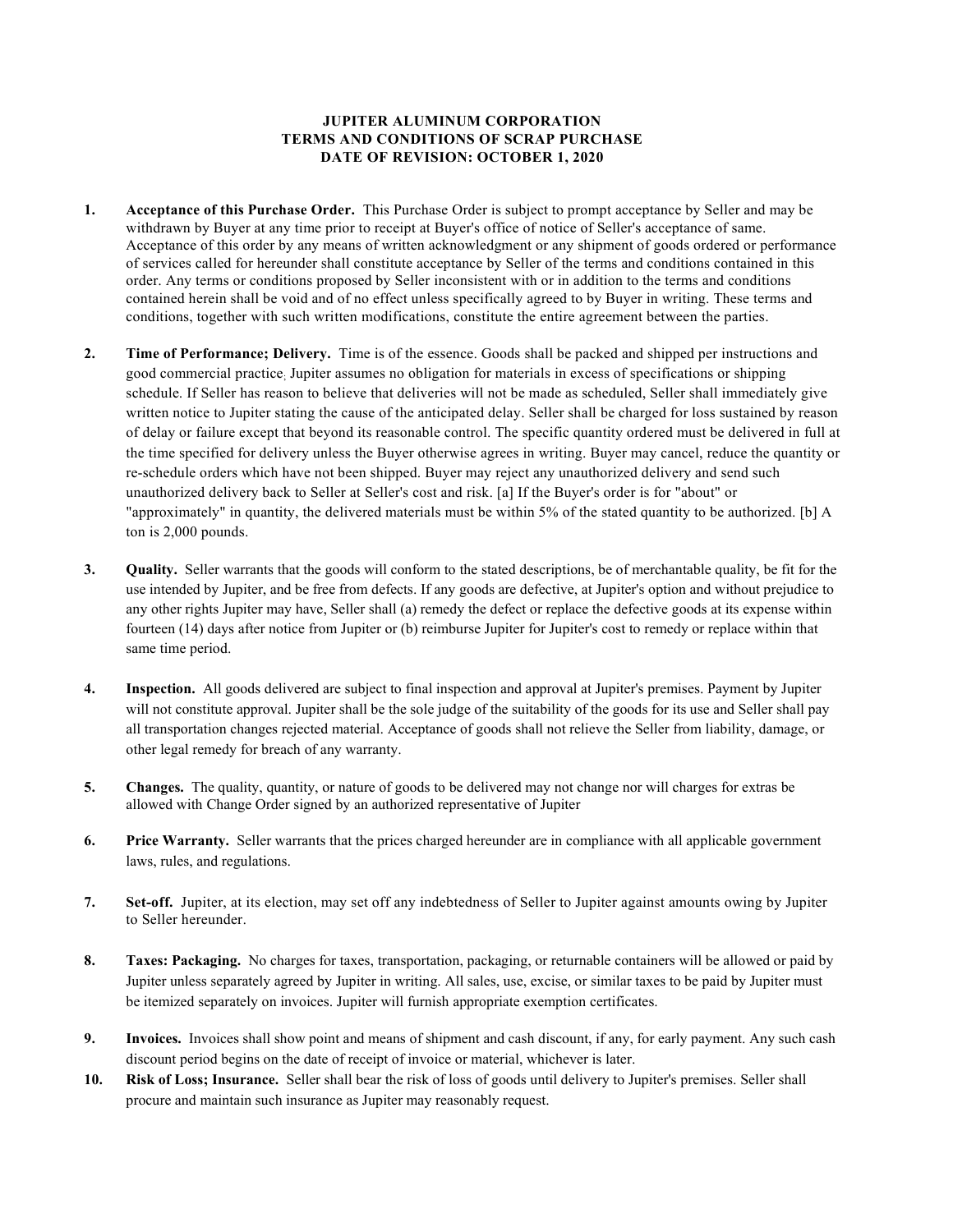**JUPITER ALUMINUM CORPORATION**
**TERMS AND CONDITIONS OF SCRAP PURCHASE**
**DATE OF REVISION: OCTOBER 1, 2020**

1. **Acceptance of this Purchase Order.** This Purchase Order is subject to prompt acceptance by Seller and may be withdrawn by Buyer at any time prior to receipt at Buyer's office of notice of Seller's acceptance of same. Acceptance of this order by any means of written acknowledgment or any shipment of goods ordered or performance of services called for hereunder shall constitute acceptance by Seller of the terms and conditions contained in this order. Any terms or conditions proposed by Seller inconsistent with or in addition to the terms and conditions contained herein shall be void and of no effect unless specifically agreed to by Buyer in writing. These terms and conditions, together with such written modifications, constitute the entire agreement between the parties.

2. **Time of Performance; Delivery.** Time is of the essence. Goods shall be packed and shipped per instructions and good commercial practice; Jupiter assumes no obligation for materials in excess of specifications or shipping schedule. If Seller has reason to believe that deliveries will not be made as scheduled, Seller shall immediately give written notice to Jupiter stating the cause of the anticipated delay. Seller shall be charged for loss sustained by reason of delay or failure except that beyond its reasonable control. The specific quantity ordered must be delivered in full at the time specified for delivery unless the Buyer otherwise agrees in writing. Buyer may cancel, reduce the quantity or re-schedule orders which have not been shipped. Buyer may reject any unauthorized delivery and send such unauthorized delivery back to Seller at Seller's cost and risk. [a] If the Buyer's order is for "about" or "approximately" in quantity, the delivered materials must be within 5% of the stated quantity to be authorized. [b] A ton is 2,000 pounds.

3. **Quality.** Seller warrants that the goods will conform to the stated descriptions, be of merchantable quality, be fit for the use intended by Jupiter, and be free from defects. If any goods are defective, at Jupiter's option and without prejudice to any other rights Jupiter may have, Seller shall (a) remedy the defect or replace the defective goods at its expense within fourteen (14) days after notice from Jupiter or (b) reimburse Jupiter for Jupiter's cost to remedy or replace within that same time period.

4. **Inspection.** All goods delivered are subject to final inspection and approval at Jupiter's premises. Payment by Jupiter will not constitute approval. Jupiter shall be the sole judge of the suitability of the goods for its use and Seller shall pay all transportation changes rejected material. Acceptance of goods shall not relieve the Seller from liability, damage, or other legal remedy for breach of any warranty.

5. **Changes.** The quality, quantity, or nature of goods to be delivered may not change nor will charges for extras be allowed with Change Order signed by an authorized representative of Jupiter

6. **Price Warranty.** Seller warrants that the prices charged hereunder are in compliance with all applicable government laws, rules, and regulations.

7. **Set-off.** Jupiter, at its election, may set off any indebtedness of Seller to Jupiter against amounts owing by Jupiter to Seller hereunder.

8. **Taxes: Packaging.** No charges for taxes, transportation, packaging, or returnable containers will be allowed or paid by Jupiter unless separately agreed by Jupiter in writing. All sales, use, excise, or similar taxes to be paid by Jupiter must be itemized separately on invoices. Jupiter will furnish appropriate exemption certificates.

9. **Invoices.** Invoices shall show point and means of shipment and cash discount, if any, for early payment. Any such cash discount period begins on the date of receipt of invoice or material, whichever is later.

10. **Risk of Loss; Insurance.** Seller shall bear the risk of loss of goods until delivery to Jupiter's premises. Seller shall procure and maintain such insurance as Jupiter may reasonably request.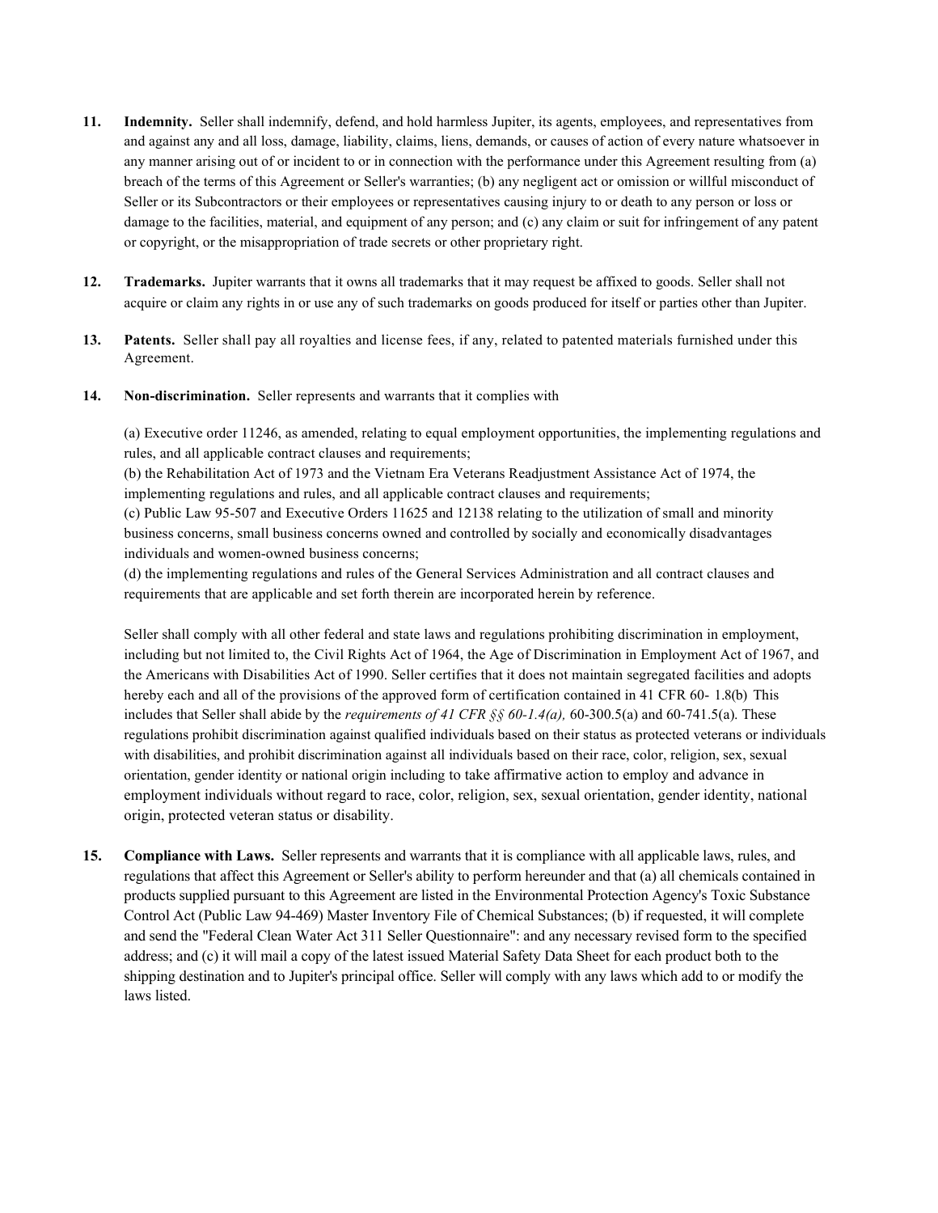11. **Indemnity.** Seller shall indemnify, defend, and hold harmless Jupiter, its agents, employees, and representatives from and against any and all loss, damage, liability, claims, liens, demands, or causes of action of every nature whatsoever in any manner arising out of or incident to or in connection with the performance under this Agreement resulting from (a) breach of the terms of this Agreement or Seller's warranties; (b) any negligent act or omission or willful misconduct of Seller or its Subcontractors or their employees or representatives causing injury to or death to any person or loss or damage to the facilities, material, and equipment of any person; and (c) any claim or suit for infringement of any patent or copyright, or the misappropriation of trade secrets or other proprietary right.

12. **Trademarks.** Jupiter warrants that it owns all trademarks that it may request be affixed to goods. Seller shall not acquire or claim any rights in or use any of such trademarks on goods produced for itself or parties other than Jupiter.

13. **Patents.** Seller shall pay all royalties and license fees, if any, related to patented materials furnished under this Agreement.

14. **Non-discrimination.** Seller represents and warrants that it complies with

    (a) Executive order 11246, as amended, relating to equal employment opportunities, the implementing regulations and rules, and all applicable contract clauses and requirements;
    (b) the Rehabilitation Act of 1973 and the Vietnam Era Veterans Readjustment Assistance Act of 1974, the implementing regulations and rules, and all applicable contract clauses and requirements;
    (c) Public Law 95-507 and Executive Orders 11625 and 12138 relating to the utilization of small and minority business concerns, small business concerns owned and controlled by socially and economically disadvantages individuals and women-owned business concerns;
    (d) the implementing regulations and rules of the General Services Administration and all contract clauses and requirements that are applicable and set forth therein are incorporated herein by reference.

    Seller shall comply with all other federal and state laws and regulations prohibiting discrimination in employment, including but not limited to, the Civil Rights Act of 1964, the Age of Discrimination in Employment Act of 1967, and the Americans with Disabilities Act of 1990. Seller certifies that it does not maintain segregated facilities and adopts hereby each and all of the provisions of the approved form of certification contained in 41 CFR 60- 1.8(b) This includes that Seller shall abide by the *requirements of 41 CFR §§ 60-1.4(a),* 60-300.5(a) and 60-741.5(a). These regulations prohibit discrimination against qualified individuals based on their status as protected veterans or individuals with disabilities, and prohibit discrimination against all individuals based on their race, color, religion, sex, sexual orientation, gender identity or national origin including to take affirmative action to employ and advance in employment individuals without regard to race, color, religion, sex, sexual orientation, gender identity, national origin, protected veteran status or disability.

15. **Compliance with Laws.** Seller represents and warrants that it is compliance with all applicable laws, rules, and regulations that affect this Agreement or Seller's ability to perform hereunder and that (a) all chemicals contained in products supplied pursuant to this Agreement are listed in the Environmental Protection Agency's Toxic Substance Control Act (Public Law 94-469) Master Inventory File of Chemical Substances; (b) if requested, it will complete and send the "Federal Clean Water Act 311 Seller Questionnaire": and any necessary revised form to the specified address; and (c) it will mail a copy of the latest issued Material Safety Data Sheet for each product both to the shipping destination and to Jupiter's principal office. Seller will comply with any laws which add to or modify the laws listed.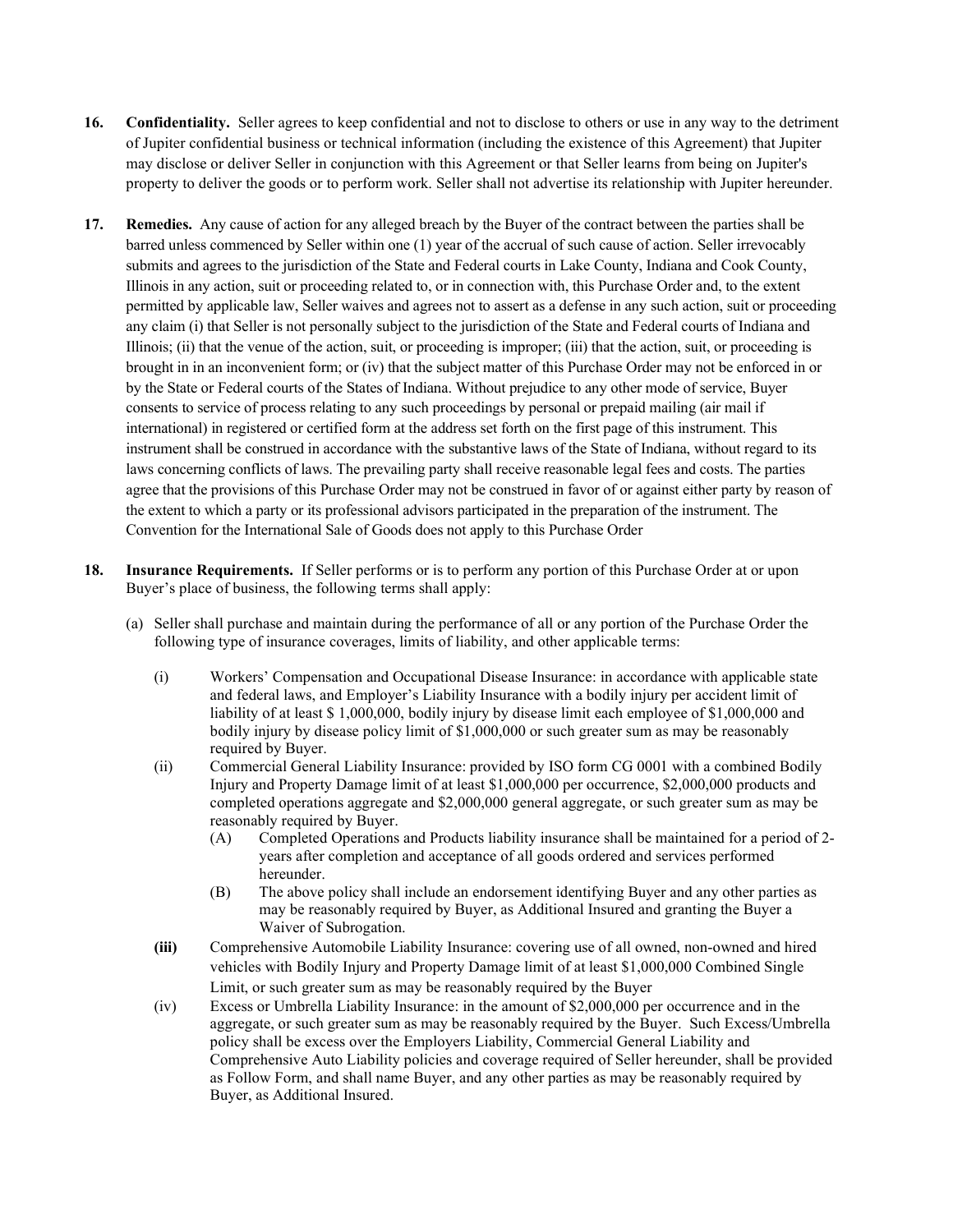**16. Confidentiality.** Seller agrees to keep confidential and not to disclose to others or use in any way to the detriment of Jupiter confidential business or technical information (including the existence of this Agreement) that Jupiter may disclose or deliver Seller in conjunction with this Agreement or that Seller learns from being on Jupiter's property to deliver the goods or to perform work. Seller shall not advertise its relationship with Jupiter hereunder.

**17. Remedies.** Any cause of action for any alleged breach by the Buyer of the contract between the parties shall be barred unless commenced by Seller within one (1) year of the accrual of such cause of action. Seller irrevocably submits and agrees to the jurisdiction of the State and Federal courts in Lake County, Indiana and Cook County, Illinois in any action, suit or proceeding related to, or in connection with, this Purchase Order and, to the extent permitted by applicable law, Seller waives and agrees not to assert as a defense in any such action, suit or proceeding any claim (i) that Seller is not personally subject to the jurisdiction of the State and Federal courts of Indiana and Illinois; (ii) that the venue of the action, suit, or proceeding is improper; (iii) that the action, suit, or proceeding is brought in in an inconvenient form; or (iv) that the subject matter of this Purchase Order may not be enforced in or by the State or Federal courts of the States of Indiana. Without prejudice to any other mode of service, Buyer consents to service of process relating to any such proceedings by personal or prepaid mailing (air mail if international) in registered or certified form at the address set forth on the first page of this instrument. This instrument shall be construed in accordance with the substantive laws of the State of Indiana, without regard to its laws concerning conflicts of laws. The prevailing party shall receive reasonable legal fees and costs. The parties agree that the provisions of this Purchase Order may not be construed in favor of or against either party by reason of the extent to which a party or its professional advisors participated in the preparation of the instrument. The Convention for the International Sale of Goods does not apply to this Purchase Order

**18. Insurance Requirements.** If Seller performs or is to perform any portion of this Purchase Order at or upon Buyer's place of business, the following terms shall apply:

(a) Seller shall purchase and maintain during the performance of all or any portion of the Purchase Order the following type of insurance coverages, limits of liability, and other applicable terms:

(i) Workers' Compensation and Occupational Disease Insurance: in accordance with applicable state and federal laws, and Employer's Liability Insurance with a bodily injury per accident limit of liability of at least $ 1,000,000, bodily injury by disease limit each employee of $1,000,000 and bodily injury by disease policy limit of $1,000,000 or such greater sum as may be reasonably required by Buyer.

(ii) Commercial General Liability Insurance: provided by ISO form CG 0001 with a combined Bodily Injury and Property Damage limit of at least $1,000,000 per occurrence, $2,000,000 products and completed operations aggregate and $2,000,000 general aggregate, or such greater sum as may be reasonably required by Buyer.

(A) Completed Operations and Products liability insurance shall be maintained for a period of 2-years after completion and acceptance of all goods ordered and services performed hereunder.

(B) The above policy shall include an endorsement identifying Buyer and any other parties as may be reasonably required by Buyer, as Additional Insured and granting the Buyer a Waiver of Subrogation.

**(iii)** Comprehensive Automobile Liability Insurance: covering use of all owned, non-owned and hired vehicles with Bodily Injury and Property Damage limit of at least $1,000,000 Combined Single Limit, or such greater sum as may be reasonably required by the Buyer

(iv) Excess or Umbrella Liability Insurance: in the amount of $2,000,000 per occurrence and in the aggregate, or such greater sum as may be reasonably required by the Buyer. Such Excess/Umbrella policy shall be excess over the Employers Liability, Commercial General Liability and Comprehensive Auto Liability policies and coverage required of Seller hereunder, shall be provided as Follow Form, and shall name Buyer, and any other parties as may be reasonably required by Buyer, as Additional Insured.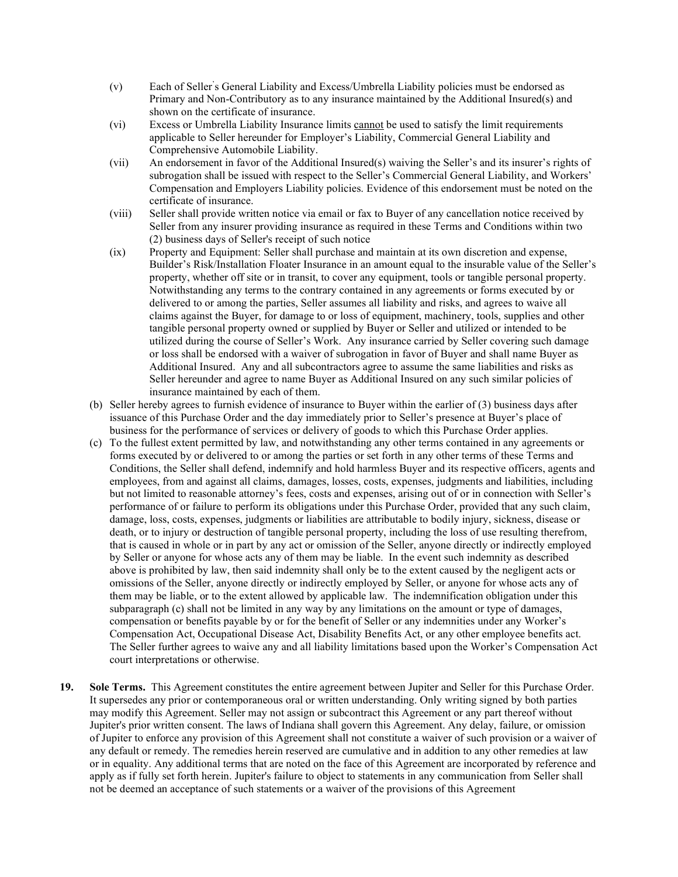(v) Each of Seller's General Liability and Excess/Umbrella Liability policies must be endorsed as Primary and Non-Contributory as to any insurance maintained by the Additional Insured(s) and shown on the certificate of insurance.

(vi) Excess or Umbrella Liability Insurance limits cannot be used to satisfy the limit requirements applicable to Seller hereunder for Employer's Liability, Commercial General Liability and Comprehensive Automobile Liability.

(vii) An endorsement in favor of the Additional Insured(s) waiving the Seller's and its insurer's rights of subrogation shall be issued with respect to the Seller's Commercial General Liability, and Workers' Compensation and Employers Liability policies. Evidence of this endorsement must be noted on the certificate of insurance.

(viii) Seller shall provide written notice via email or fax to Buyer of any cancellation notice received by Seller from any insurer providing insurance as required in these Terms and Conditions within two (2) business days of Seller's receipt of such notice

(ix) Property and Equipment: Seller shall purchase and maintain at its own discretion and expense, Builder's Risk/Installation Floater Insurance in an amount equal to the insurable value of the Seller's property, whether off site or in transit, to cover any equipment, tools or tangible personal property. Notwithstanding any terms to the contrary contained in any agreements or forms executed by or delivered to or among the parties, Seller assumes all liability and risks, and agrees to waive all claims against the Buyer, for damage to or loss of equipment, machinery, tools, supplies and other tangible personal property owned or supplied by Buyer or Seller and utilized or intended to be utilized during the course of Seller's Work. Any insurance carried by Seller covering such damage or loss shall be endorsed with a waiver of subrogation in favor of Buyer and shall name Buyer as Additional Insured. Any and all subcontractors agree to assume the same liabilities and risks as Seller hereunder and agree to name Buyer as Additional Insured on any such similar policies of insurance maintained by each of them.

(b) Seller hereby agrees to furnish evidence of insurance to Buyer within the earlier of (3) business days after issuance of this Purchase Order and the day immediately prior to Seller's presence at Buyer's place of business for the performance of services or delivery of goods to which this Purchase Order applies.

(c) To the fullest extent permitted by law, and notwithstanding any other terms contained in any agreements or forms executed by or delivered to or among the parties or set forth in any other terms of these Terms and Conditions, the Seller shall defend, indemnify and hold harmless Buyer and its respective officers, agents and employees, from and against all claims, damages, losses, costs, expenses, judgments and liabilities, including but not limited to reasonable attorney's fees, costs and expenses, arising out of or in connection with Seller's performance of or failure to perform its obligations under this Purchase Order, provided that any such claim, damage, loss, costs, expenses, judgments or liabilities are attributable to bodily injury, sickness, disease or death, or to injury or destruction of tangible personal property, including the loss of use resulting therefrom, that is caused in whole or in part by any act or omission of the Seller, anyone directly or indirectly employed by Seller or anyone for whose acts any of them may be liable. In the event such indemnity as described above is prohibited by law, then said indemnity shall only be to the extent caused by the negligent acts or omissions of the Seller, anyone directly or indirectly employed by Seller, or anyone for whose acts any of them may be liable, or to the extent allowed by applicable law. The indemnification obligation under this subparagraph (c) shall not be limited in any way by any limitations on the amount or type of damages, compensation or benefits payable by or for the benefit of Seller or any indemnities under any Worker's Compensation Act, Occupational Disease Act, Disability Benefits Act, or any other employee benefits act. The Seller further agrees to waive any and all liability limitations based upon the Worker's Compensation Act court interpretations or otherwise.

**19. Sole Terms.** This Agreement constitutes the entire agreement between Jupiter and Seller for this Purchase Order. It supersedes any prior or contemporaneous oral or written understanding. Only writing signed by both parties may modify this Agreement. Seller may not assign or subcontract this Agreement or any part thereof without Jupiter's prior written consent. The laws of Indiana shall govern this Agreement. Any delay, failure, or omission of Jupiter to enforce any provision of this Agreement shall not constitute a waiver of such provision or a waiver of any default or remedy. The remedies herein reserved are cumulative and in addition to any other remedies at law or in equality. Any additional terms that are noted on the face of this Agreement are incorporated by reference and apply as if fully set forth herein. Jupiter's failure to object to statements in any communication from Seller shall not be deemed an acceptance of such statements or a waiver of the provisions of this Agreement